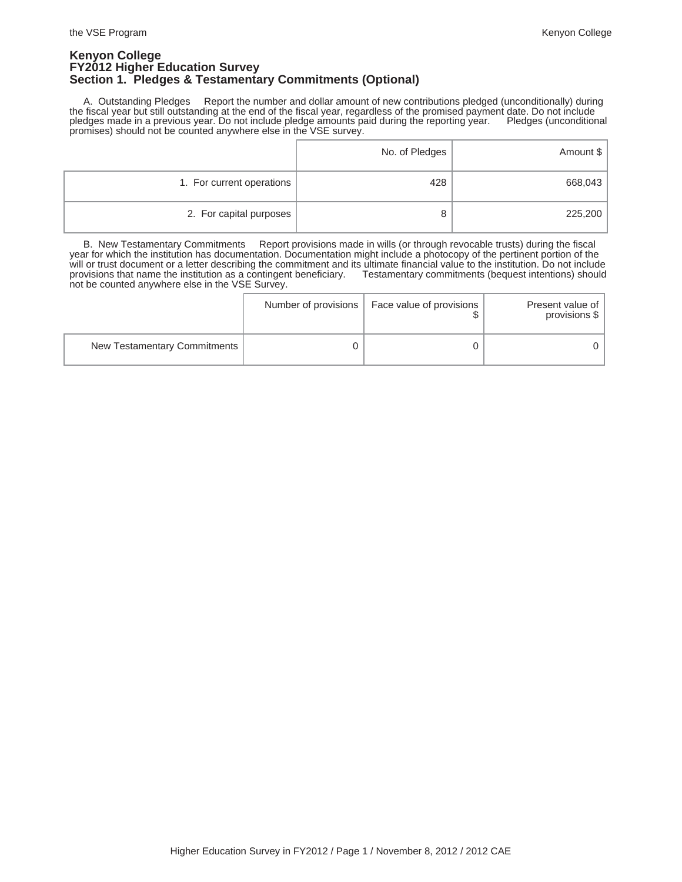# Kenyon College
## FY2012 Higher Education Survey
### Section 1. Pledges & Testamentary Commitments (Optional)

A. Outstanding Pledges Report the number and dollar amount of new contributions pledged (unconditionally) during the fiscal year but still outstanding at the end of the fiscal year, regardless of the promised payment date. Do not include pledges made in a previous year. Do not include pledge amounts paid during the reporting year. Pledges (unconditional promises) should not be counted anywhere else in the VSE survey.

| | No. of Pledges | Amount $ |
|---|---|---|
| 1. For current operations | 428 | 668,043 |
| 2. For capital purposes | 8 | 225,200 |

B. New Testamentary Commitments Report provisions made in wills (or through revocable trusts) during the fiscal year for which the institution has documentation. Documentation might include a photocopy of the pertinent portion of the will or trust document or a letter describing the commitment and its ultimate financial value to the institution. Do not include provisions that name the institution as a contingent beneficiary. Testamentary commitments (bequest intentions) should not be counted anywhere else in the VSE Survey.

| | Number of provisions | Face value of provisions $ | Present value of provisions $ |
|---|---|---|---|
| New Testamentary Commitments | 0 | 0 | 0 |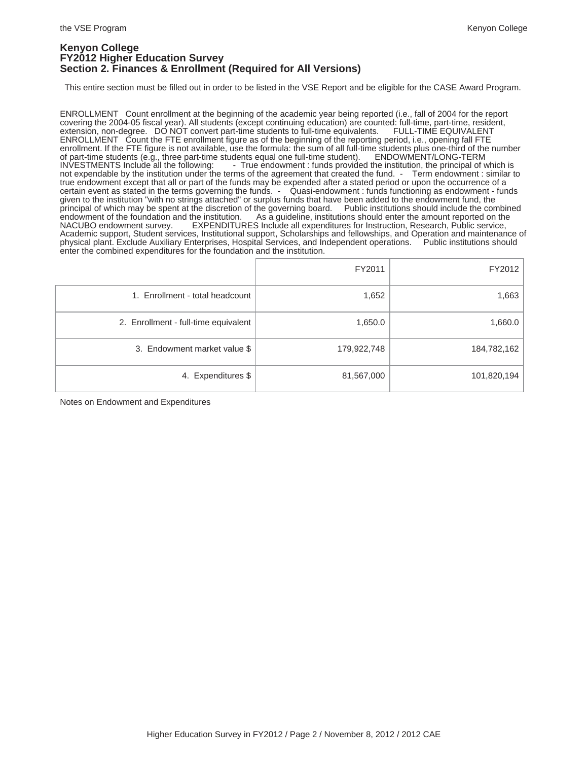# Kenyon College
## FY2012 Higher Education Survey
## Section 2. Finances & Enrollment (Required for All Versions)

This entire section must be filled out in order to be listed in the VSE Report and be eligible for the CASE Award Program.

ENROLLMENT Count enrollment at the beginning of the academic year being reported (i.e., fall of 2004 for the report covering the 2004-05 fiscal year). All students (except continuing education) are counted: full-time, part-time, resident, extension, non-degree. DO NOT convert part-time students to full-time equivalents. FULL-TIME EQUIVALENT ENROLLMENT Count the FTE enrollment figure as of the beginning of the reporting period, i.e., opening fall FTE enrollment. If the FTE figure is not available, use the formula: the sum of all full-time students plus one-third of the number of part-time students (e.g., three part-time students equal one full-time student). ENDOWMENT/LONG-TERM INVESTMENTS Include all the following: - True endowment : funds provided the institution, the principal of which is not expendable by the institution under the terms of the agreement that created the fund. - Term endowment : similar to true endowment except that all or part of the funds may be expended after a stated period or upon the occurrence of a certain event as stated in the terms governing the funds. - Quasi-endowment : funds functioning as endowment - funds given to the institution "with no strings attached" or surplus funds that have been added to the endowment fund, the principal of which may be spent at the discretion of the governing board. Public institutions should include the combined endowment of the foundation and the institution. As a guideline, institutions should enter the amount reported on the NACUBO endowment survey. EXPENDITURES Include all expenditures for Instruction, Research, Public service, Academic support, Student services, Institutional support, Scholarships and fellowships, and Operation and maintenance of physical plant. Exclude Auxiliary Enterprises, Hospital Services, and Independent operations. Public institutions should enter the combined expenditures for the foundation and the institution.

| | FY2011 | FY2012 |
|---|---|---|
| 1. Enrollment - total headcount | 1,652 | 1,663 |
| 2. Enrollment - full-time equivalent | 1,650.0 | 1,660.0 |
| 3. Endowment market value $ | 179,922,748 | 184,782,162 |
| 4. Expenditures $ | 81,567,000 | 101,820,194 |

Notes on Endowment and Expenditures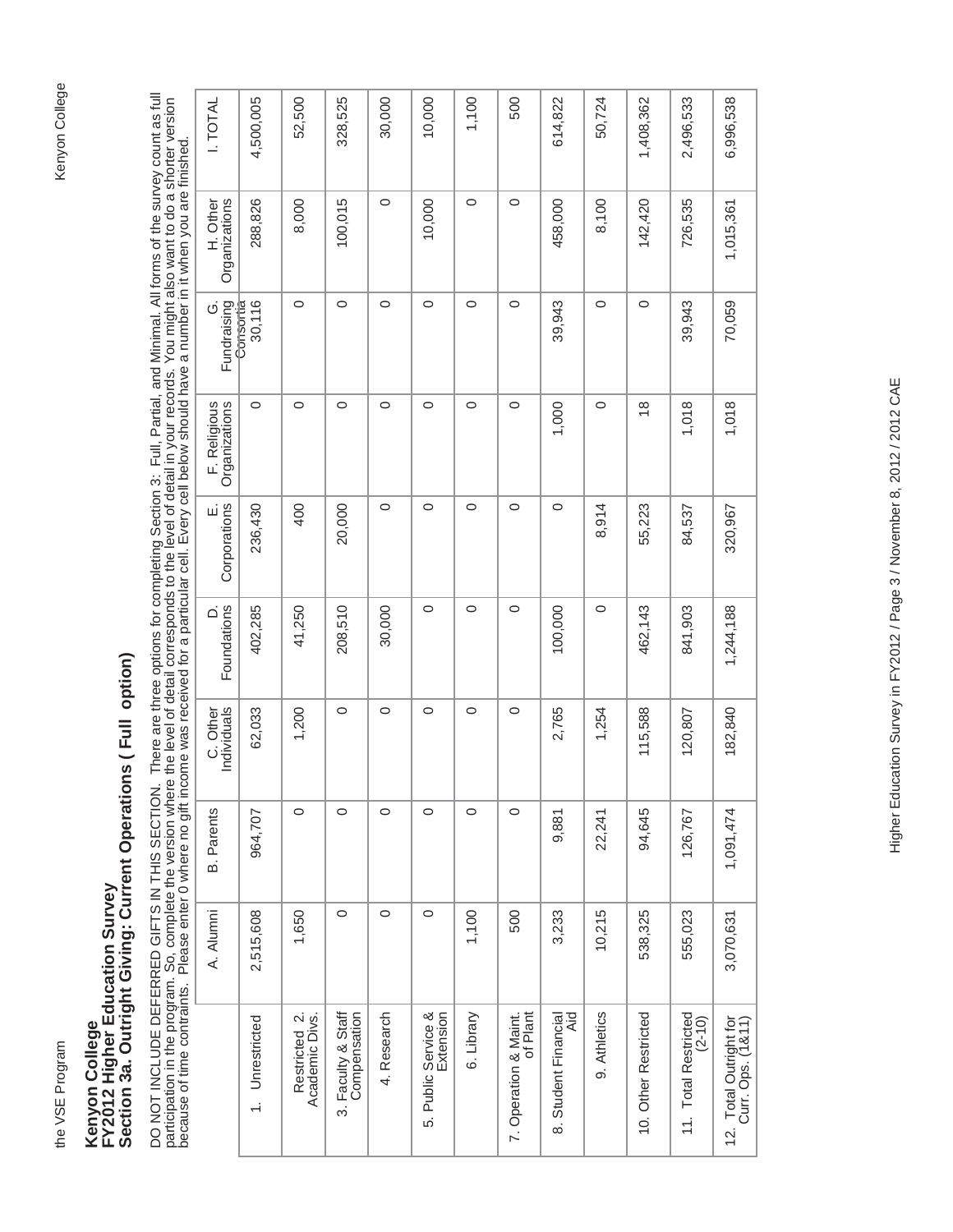# Kenyon College
## FY2012 Higher Education Survey
### Section 3a. Outright Giving: Current Operations ( Full option)

DO NOT INCLUDE DEFERRED GIFTS IN THIS SECTION. There are three options for completing Section 3: Full, Partial, and Minimal. All forms of the survey count as full participation in the program. So, complete the version where the level of detail corresponds to the level of detail in your records. You might also want to do a shorter version because of time contraints. Please enter 0 where no gift income was received for a particular cell. Every cell below should have a number in it when you are finished.

| | A. Alumni | B. Parents | C. Other Individuals | D. Foundations | E. Corporations | F. Religious Organizations | G. Fundraising Consortia | H. Other Organizations | I. TOTAL |
|---|---|---|---|---|---|---|---|---|---|
| 1. Unrestricted | 2,515,608 | 964,707 | 62,033 | 402,285 | 236,430 | 0 | 30,116 | 288,826 | 4,500,005 |
| Restricted 2. Academic Divs. | 1,650 | 0 | 1,200 | 41,250 | 400 | 0 | 0 | 8,000 | 52,500 |
| 3. Faculty & Staff Compensation | 0 | 0 | 0 | 208,510 | 20,000 | 0 | 0 | 100,015 | 328,525 |
| 4. Research | 0 | 0 | 0 | 30,000 | 0 | 0 | 0 | 0 | 30,000 |
| 5. Public Service & Extension | 0 | 0 | 0 | 0 | 0 | 0 | 0 | 10,000 | 10,000 |
| 6. Library | 1,100 | 0 | 0 | 0 | 0 | 0 | 0 | 0 | 1,100 |
| 7. Operation & Maint. of Plant | 500 | 0 | 0 | 0 | 0 | 0 | 0 | 0 | 500 |
| 8. Student Financial Aid | 3,233 | 9,881 | 2,765 | 100,000 | 0 | 1,000 | 39,943 | 458,000 | 614,822 |
| 9. Athletics | 10,215 | 22,241 | 1,254 | 0 | 8,914 | 0 | 0 | 8,100 | 50,724 |
| 10. Other Restricted | 538,325 | 94,645 | 115,588 | 462,143 | 55,223 | 18 | 0 | 142,420 | 1,408,362 |
| 11. Total Restricted (2-10) | 555,023 | 126,767 | 120,807 | 841,903 | 84,537 | 1,018 | 39,943 | 726,535 | 2,496,533 |
| 12. Total Outright for Curr. Ops. (1&11) | 3,070,631 | 1,091,474 | 182,840 | 1,244,188 | 320,967 | 1,018 | 70,059 | 1,015,361 | 6,996,538 |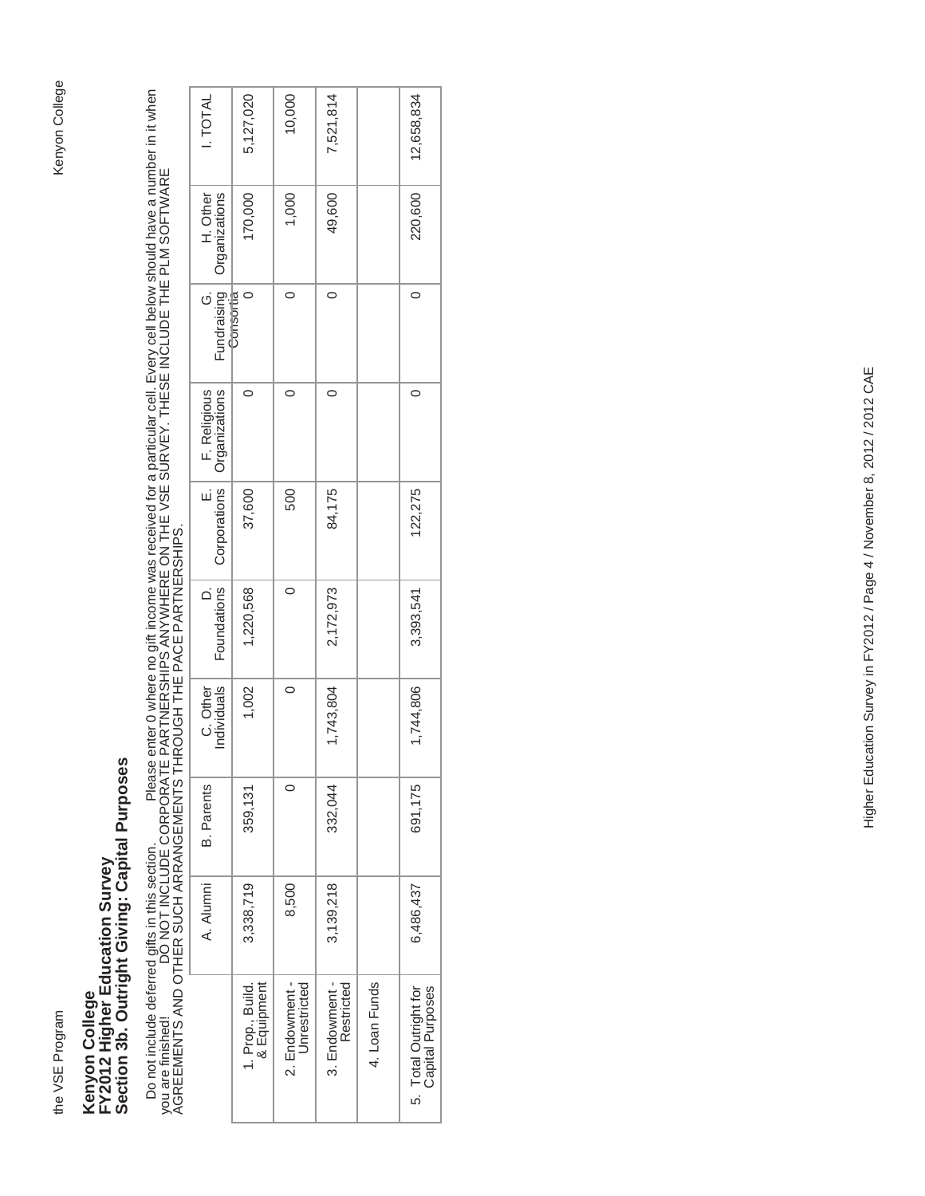# Kenyon College
## FY2012 Higher Education Survey
## Section 3b. Outright Giving: Capital Purposes

Do not include deferred gifts in this section. Please enter 0 where no gift income was received for a particular cell. Every cell below should have a number in it when you are finished! DO NOT INCLUDE CORPORATE PARTNERSHIPS ANYWHERE ON THE VSE SURVEY. THESE INCLUDE THE PLM SOFTWARE AGREEMENTS AND OTHER SUCH ARRANGEMENTS THROUGH THE PACE PARTNERSHIPS.

| | A. Alumni | B. Parents | C. Other Individuals | D. Foundations | E. Corporations | F. Religious Organizations | G. Fundraising Consortia | H. Other Organizations | I. TOTAL |
|---|---|---|---|---|---|---|---|---|---|
| 1. Prop., Build. & Equipment | 3,338,719 | 359,131 | 1,002 | 1,220,568 | 37,600 | 0 | 0 | 170,000 | 5,127,020 |
| 2. Endowment - Unrestricted | 8,500 | 0 | 0 | 0 | 500 | 0 | 0 | 1,000 | 10,000 |
| 3. Endowment - Restricted | 3,139,218 | 332,044 | 1,743,804 | 2,172,973 | 84,175 | 0 | 0 | 49,600 | 7,521,814 |
| 4. Loan Funds | | | | | | | | | |
| 5. Total Outright for Capital Purposes | 6,486,437 | 691,175 | 1,744,806 | 3,393,541 | 122,275 | 0 | 0 | 220,600 | 12,658,834 |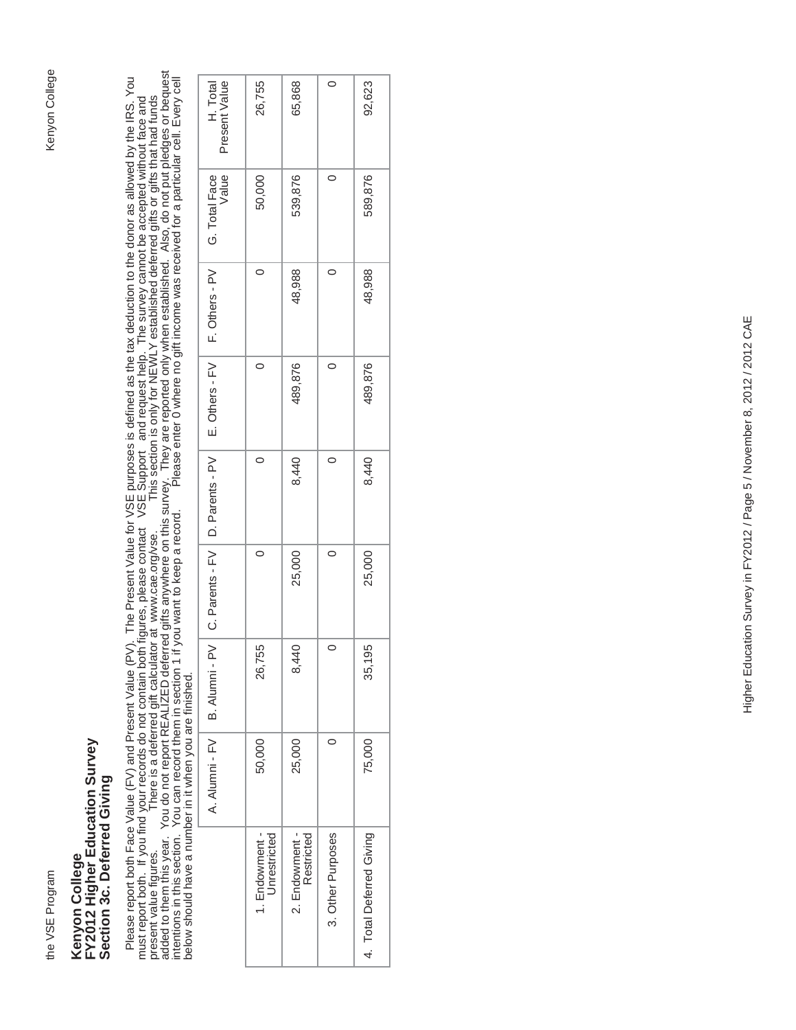# Kenyon College
# FY2012 Higher Education Survey
## Section 3c. Deferred Giving

Please report both Face Value (FV) and Present Value (PV). The Present Value for VSE purposes is defined as the tax deduction to the donor as allowed by the IRS. You must report both. If you find your records do not contain both figures, please contact VSE Support and request help. The survey cannot be accepted without face and present value figures. There is a deferred gift calculator at www.cae.org/vse. This section is only for NEWLY established deferred gifts or gifts that had funds added to them this year. You do not report REALIZED deferred gifts anywhere on this survey. They are reported only when established. Also, do not put pledges or bequest intentions in this section. You can record them in section 1 if you want to keep a record. Please enter 0 where no gift income was received for a particular cell. Every cell below should have a number in it when you are finished.

| | A. Alumni - FV | B. Alumni - PV | C. Parents - FV | D. Parents - PV | E. Others - FV | F. Others - PV | G. Total Face Value | H. Total Present Value |
|---|---|---|---|---|---|---|---|---|
| 1. Endowment - Unrestricted | 50,000 | 26,755 | 0 | 0 | 0 | 0 | 50,000 | 26,755 |
| 2. Endowment - Restricted | 25,000 | 8,440 | 25,000 | 8,440 | 489,876 | 48,988 | 539,876 | 65,868 |
| 3. Other Purposes | 0 | 0 | 0 | 0 | 0 | 0 | 0 | 0 |
| 4. Total Deferred Giving | 75,000 | 35,195 | 25,000 | 8,440 | 489,876 | 48,988 | 589,876 | 92,623 |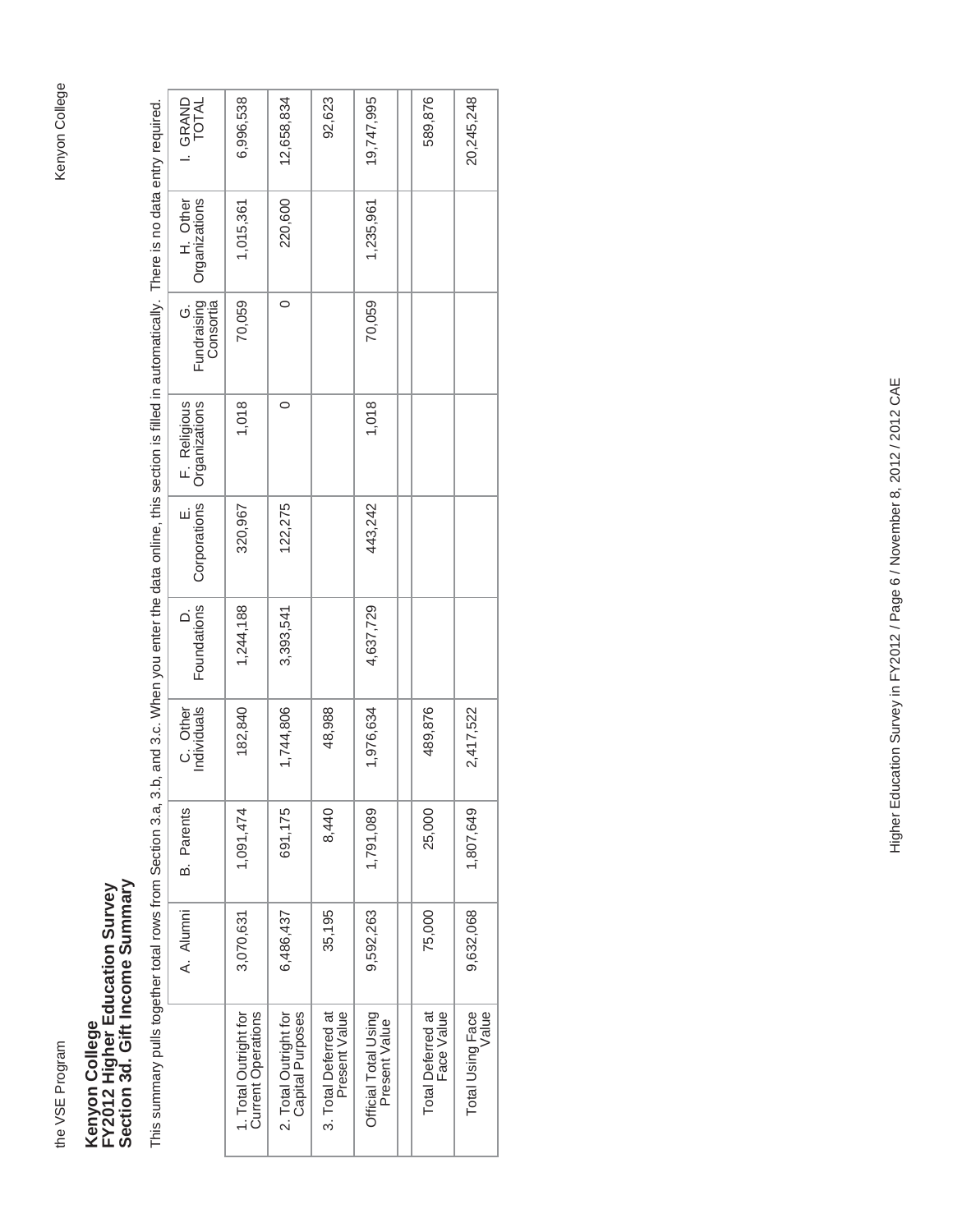# Kenyon College
## FY2012 Higher Education Survey
## Section 3d. Gift Income Summary

This summary pulls together total rows from Section 3.a, 3.b, and 3.c. When you enter the data online, this section is filled in automatically. There is no data entry required.

| | A. Alumni | B. Parents | C. Other Individuals | D. Foundations | E. Corporations | F. Religious Organizations | G. Fundraising Consortia | H. Other Organizations | I. GRAND TOTAL |
|---|---|---|---|---|---|---|---|---|---|
| 1. Total Outright for Current Operations | 3,070,631 | 1,091,474 | 182,840 | 1,244,188 | 320,967 | 1,018 | 70,059 | 1,015,361 | 6,996,538 |
| 2. Total Outright for Capital Purposes | 6,486,437 | 691,175 | 1,744,806 | 3,393,541 | 122,275 | 0 | 0 | 220,600 | 12,658,834 |
| 3. Total Deferred at Present Value | 35,195 | 8,440 | 48,988 | | | | | | 92,623 |
| Official Total Using Present Value | 9,592,263 | 1,791,089 | 1,976,634 | 4,637,729 | 443,242 | 1,018 | 70,059 | 1,235,961 | 19,747,995 |
| | | | | | | | | | |
| Total Deferred at Face Value | 75,000 | 25,000 | 489,876 | | | | | | 589,876 |
| Total Using Face Value | 9,632,068 | 1,807,649 | 2,417,522 | | | | | | 20,245,248 |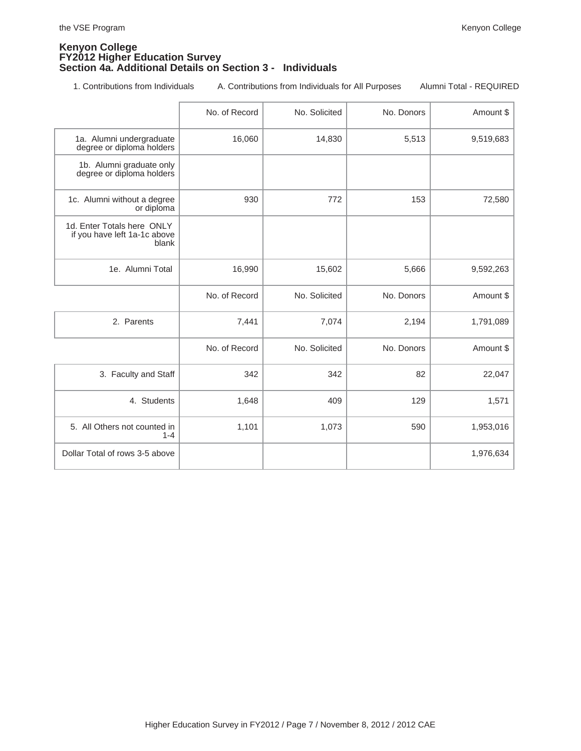**Kenyon College**
**FY2012 Higher Education Survey**
**Section 4a. Additional Details on Section 3 - Individuals**

1. Contributions from Individuals  A. Contributions from Individuals for All Purposes  Alumni Total - REQUIRED

| | No. of Record | No. Solicited | No. Donors | Amount $ |
|---|---|---|---|---|
| 1a. Alumni undergraduate degree or diploma holders | 16,060 | 14,830 | 5,513 | 9,519,683 |
| 1b. Alumni graduate only degree or diploma holders | | | | |
| 1c. Alumni without a degree or diploma | 930 | 772 | 153 | 72,580 |
| 1d. Enter Totals here ONLY if you have left 1a-1c above blank | | | | |
| 1e. Alumni Total | 16,990 | 15,602 | 5,666 | 9,592,263 |
| | No. of Record | No. Solicited | No. Donors | Amount $ |
| 2. Parents | 7,441 | 7,074 | 2,194 | 1,791,089 |
| | No. of Record | No. Solicited | No. Donors | Amount $ |
| 3. Faculty and Staff | 342 | 342 | 82 | 22,047 |
| 4. Students | 1,648 | 409 | 129 | 1,571 |
| 5. All Others not counted in 1-4 | 1,101 | 1,073 | 590 | 1,953,016 |
| Dollar Total of rows 3-5 above | | | | 1,976,634 |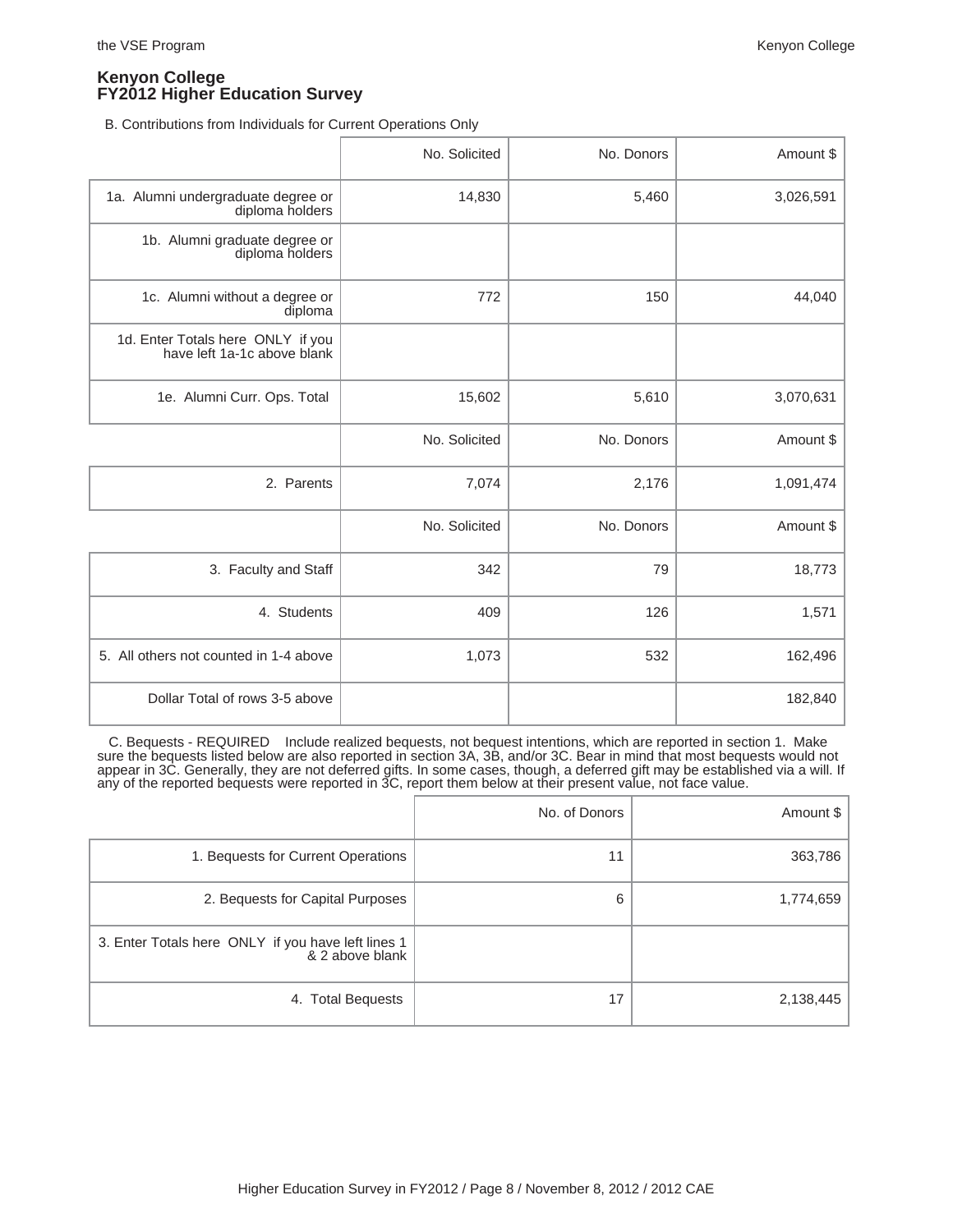## Kenyon College
## FY2012 Higher Education Survey

B. Contributions from Individuals for Current Operations Only

| | No. Solicited | No. Donors | Amount $ |
|---|---|---|---|
| 1a. Alumni undergraduate degree or diploma holders | 14,830 | 5,460 | 3,026,591 |
| 1b. Alumni graduate degree or diploma holders | | | |
| 1c. Alumni without a degree or diploma | 772 | 150 | 44,040 |
| 1d. Enter Totals here ONLY if you have left 1a-1c above blank | | | |
| 1e. Alumni Curr. Ops. Total | 15,602 | 5,610 | 3,070,631 |

| | No. Solicited | No. Donors | Amount $ |
|---|---|---|---|
| 2. Parents | 7,074 | 2,176 | 1,091,474 |

| | No. Solicited | No. Donors | Amount $ |
|---|---|---|---|
| 3. Faculty and Staff | 342 | 79 | 18,773 |
| 4. Students | 409 | 126 | 1,571 |
| 5. All others not counted in 1-4 above | 1,073 | 532 | 162,496 |
| Dollar Total of rows 3-5 above | | | 182,840 |

C. Bequests - REQUIRED Include realized bequests, not bequest intentions, which are reported in section 1. Make sure the bequests listed below are also reported in section 3A, 3B, and/or 3C. Bear in mind that most bequests would not appear in 3C. Generally, they are not deferred gifts. In some cases, though, a deferred gift may be established via a will. If any of the reported bequests were reported in 3C, report them below at their present value, not face value.

| | No. of Donors | Amount $ |
|---|---|---|
| 1. Bequests for Current Operations | 11 | 363,786 |
| 2. Bequests for Capital Purposes | 6 | 1,774,659 |
| 3. Enter Totals here ONLY if you have left lines 1 & 2 above blank | | |
| 4. Total Bequests | 17 | 2,138,445 |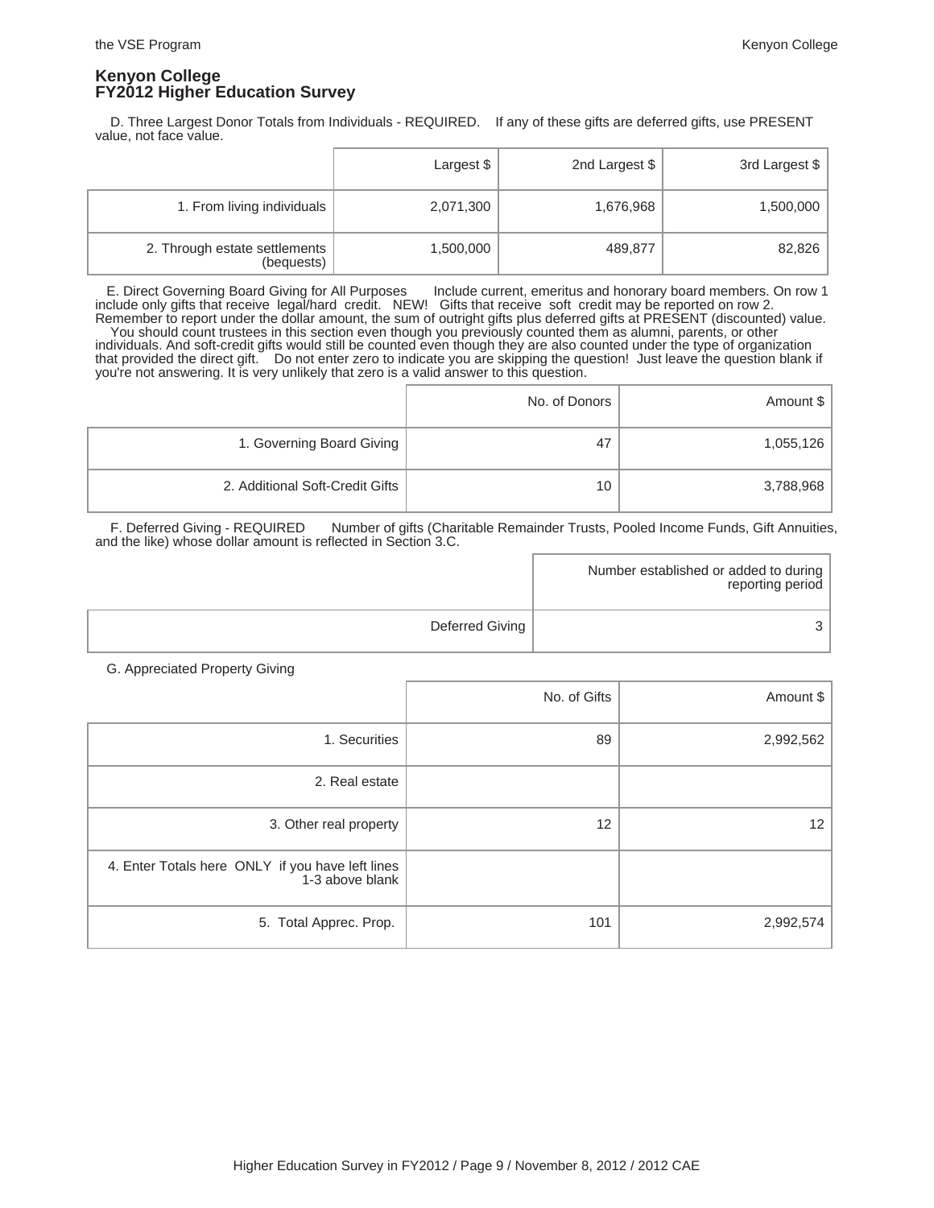**Kenyon College**
**FY2012 Higher Education Survey**

D. Three Largest Donor Totals from Individuals - REQUIRED. If any of these gifts are deferred gifts, use PRESENT value, not face value.

| | Largest $ | 2nd Largest $ | 3rd Largest $ |
|---|---|---|---|
| 1. From living individuals | 2,071,300 | 1,676,968 | 1,500,000 |
| 2. Through estate settlements (bequests) | 1,500,000 | 489,877 | 82,826 |

E. Direct Governing Board Giving for All Purposes Include current, emeritus and honorary board members. On row 1 include only gifts that receive legal/hard credit. NEW! Gifts that receive soft credit may be reported on row 2. Remember to report under the dollar amount, the sum of outright gifts plus deferred gifts at PRESENT (discounted) value. You should count trustees in this section even though you previously counted them as alumni, parents, or other individuals. And soft-credit gifts would still be counted even though they are also counted under the type of organization that provided the direct gift. Do not enter zero to indicate you are skipping the question! Just leave the question blank if you're not answering. It is very unlikely that zero is a valid answer to this question.

| | No. of Donors | Amount $ |
|---|---|---|
| 1. Governing Board Giving | 47 | 1,055,126 |
| 2. Additional Soft-Credit Gifts | 10 | 3,788,968 |

F. Deferred Giving - REQUIRED Number of gifts (Charitable Remainder Trusts, Pooled Income Funds, Gift Annuities, and the like) whose dollar amount is reflected in Section 3.C.

| | Number established or added to during reporting period |
|---|---|
| Deferred Giving | 3 |

G. Appreciated Property Giving

| | No. of Gifts | Amount $ |
|---|---|---|
| 1. Securities | 89 | 2,992,562 |
| 2. Real estate | | |
| 3. Other real property | 12 | 12 |
| 4. Enter Totals here ONLY if you have left lines 1-3 above blank | | |
| 5. Total Apprec. Prop. | 101 | 2,992,574 |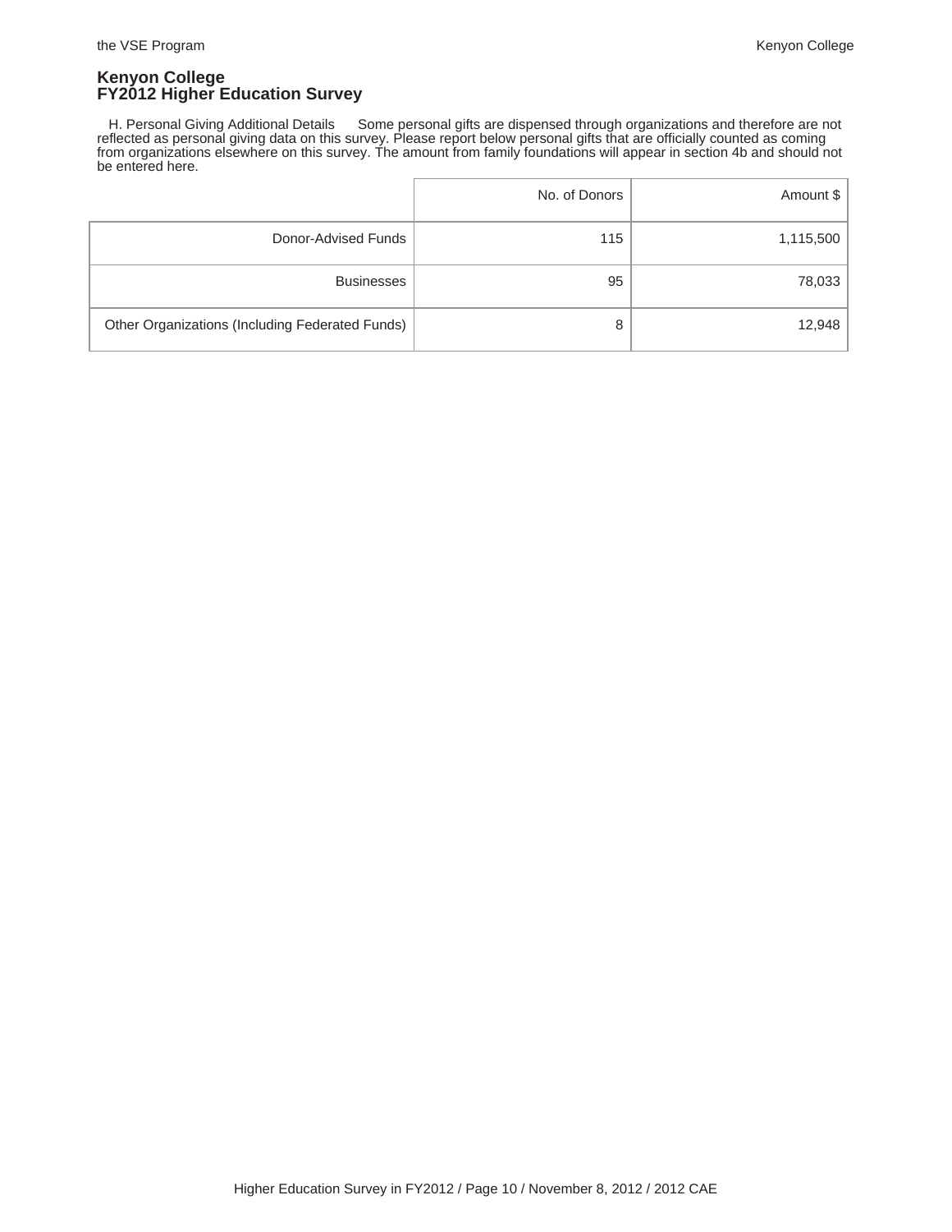**Kenyon College**
**FY2012 Higher Education Survey**

H. Personal Giving Additional Details Some personal gifts are dispensed through organizations and therefore are not reflected as personal giving data on this survey. Please report below personal gifts that are officially counted as coming from organizations elsewhere on this survey. The amount from family foundations will appear in section 4b and should not be entered here.

| | No. of Donors | Amount $ |
|---|---|---|
| Donor-Advised Funds | 115 | 1,115,500 |
| Businesses | 95 | 78,033 |
| Other Organizations (Including Federated Funds) | 8 | 12,948 |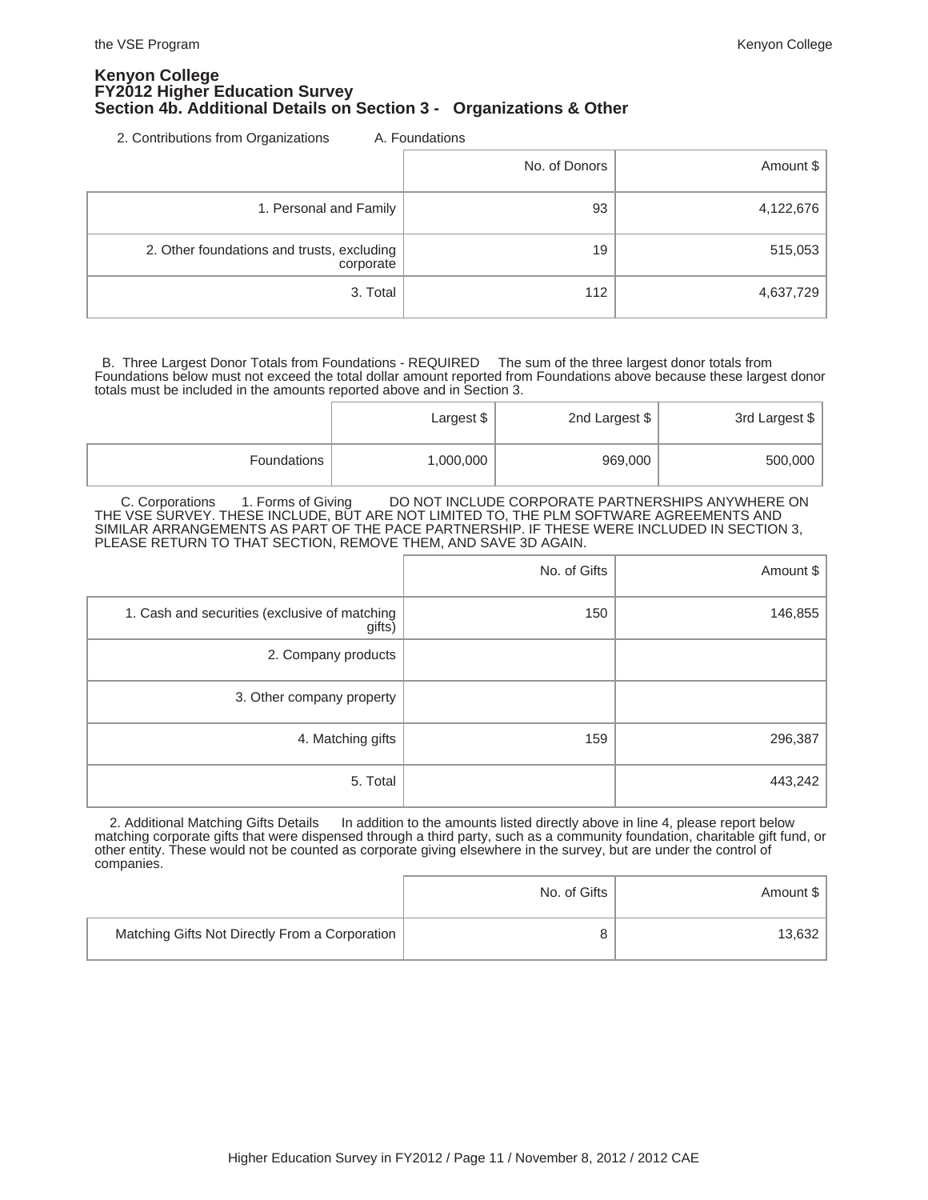# Kenyon College
## FY2012 Higher Education Survey
### Section 4b. Additional Details on Section 3 - Organizations & Other

2. Contributions from Organizations A. Foundations

| | No. of Donors | Amount $ |
|---|---|---|
| 1. Personal and Family | 93 | 4,122,676 |
| 2. Other foundations and trusts, excluding corporate | 19 | 515,053 |
| 3. Total | 112 | 4,637,729 |

B. Three Largest Donor Totals from Foundations - REQUIRED The sum of the three largest donor totals from Foundations below must not exceed the total dollar amount reported from Foundations above because these largest donor totals must be included in the amounts reported above and in Section 3.

| | Largest $ | 2nd Largest $ | 3rd Largest $ |
|---|---|---|---|
| Foundations | 1,000,000 | 969,000 | 500,000 |

C. Corporations 1. Forms of Giving DO NOT INCLUDE CORPORATE PARTNERSHIPS ANYWHERE ON THE VSE SURVEY. THESE INCLUDE, BUT ARE NOT LIMITED TO, THE PLM SOFTWARE AGREEMENTS AND SIMILAR ARRANGEMENTS AS PART OF THE PACE PARTNERSHIP. IF THESE WERE INCLUDED IN SECTION 3, PLEASE RETURN TO THAT SECTION, REMOVE THEM, AND SAVE 3D AGAIN.

| | No. of Gifts | Amount $ |
|---|---|---|
| 1. Cash and securities (exclusive of matching gifts) | 150 | 146,855 |
| 2. Company products | | |
| 3. Other company property | | |
| 4. Matching gifts | 159 | 296,387 |
| 5. Total | | 443,242 |

2. Additional Matching Gifts Details In addition to the amounts listed directly above in line 4, please report below matching corporate gifts that were dispensed through a third party, such as a community foundation, charitable gift fund, or other entity. These would not be counted as corporate giving elsewhere in the survey, but are under the control of companies.

| | No. of Gifts | Amount $ |
|---|---|---|
| Matching Gifts Not Directly From a Corporation | 8 | 13,632 |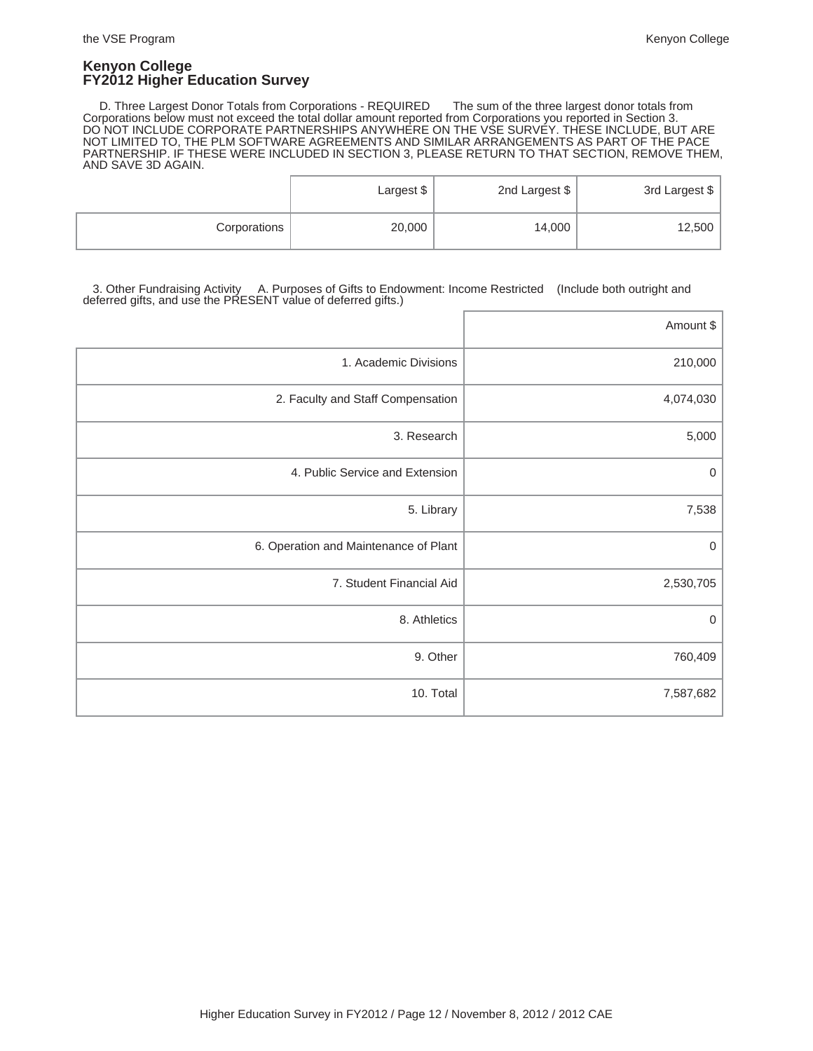**Kenyon College**
**FY2012 Higher Education Survey**

D. Three Largest Donor Totals from Corporations - REQUIRED The sum of the three largest donor totals from Corporations below must not exceed the total dollar amount reported from Corporations you reported in Section 3. DO NOT INCLUDE CORPORATE PARTNERSHIPS ANYWHERE ON THE VSE SURVEY. THESE INCLUDE, BUT ARE NOT LIMITED TO, THE PLM SOFTWARE AGREEMENTS AND SIMILAR ARRANGEMENTS AS PART OF THE PACE PARTNERSHIP. IF THESE WERE INCLUDED IN SECTION 3, PLEASE RETURN TO THAT SECTION, REMOVE THEM, AND SAVE 3D AGAIN.

| | Largest $ | 2nd Largest $ | 3rd Largest $ |
|---|---|---|---|
| Corporations | 20,000 | 14,000 | 12,500 |

3. Other Fundraising Activity A. Purposes of Gifts to Endowment: Income Restricted (Include both outright and deferred gifts, and use the PRESENT value of deferred gifts.)

| | Amount $ |
|---|---|
| 1. Academic Divisions | 210,000 |
| 2. Faculty and Staff Compensation | 4,074,030 |
| 3. Research | 5,000 |
| 4. Public Service and Extension | 0 |
| 5. Library | 7,538 |
| 6. Operation and Maintenance of Plant | 0 |
| 7. Student Financial Aid | 2,530,705 |
| 8. Athletics | 0 |
| 9. Other | 760,409 |
| 10. Total | 7,587,682 |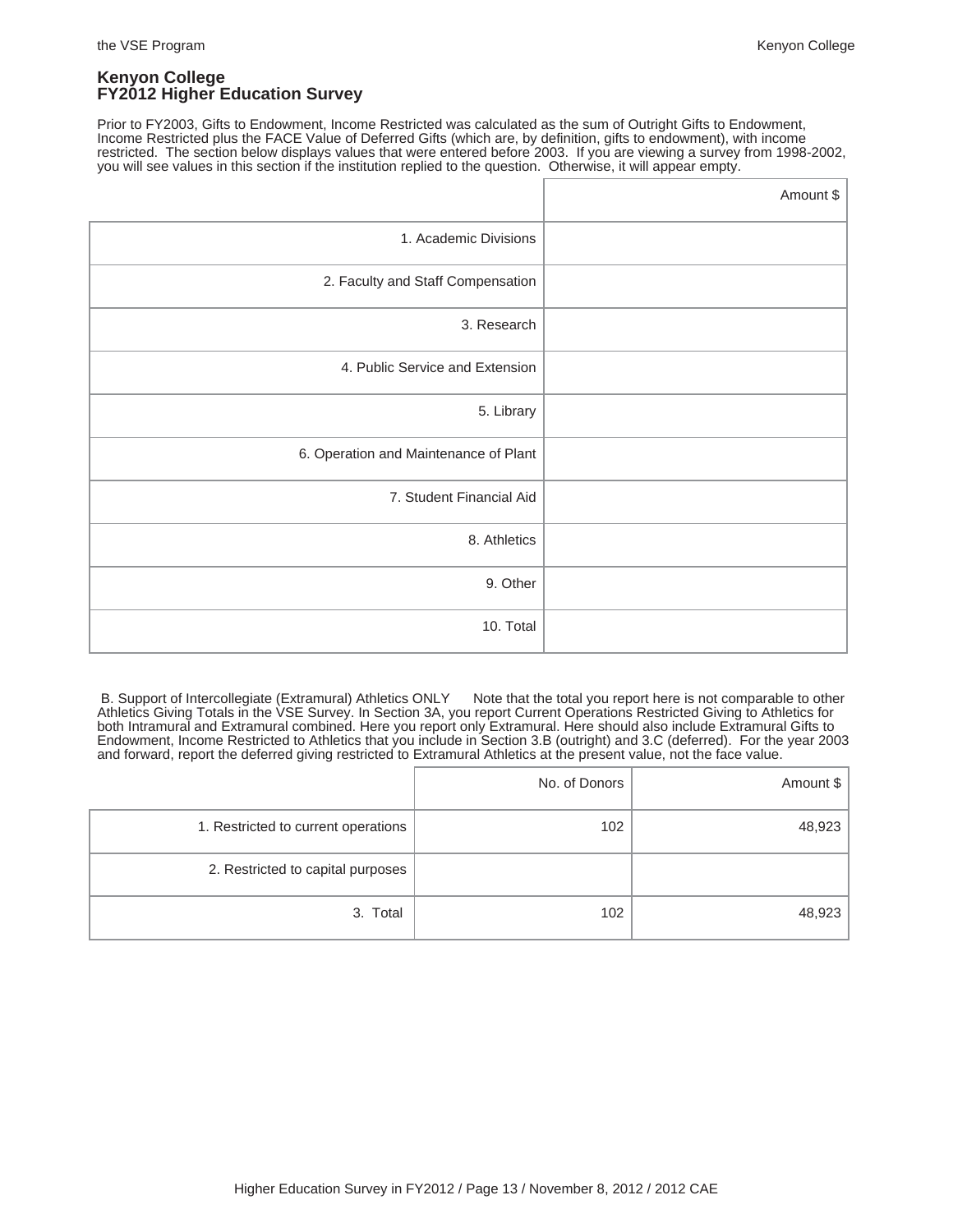# Kenyon College
## FY2012 Higher Education Survey

Prior to FY2003, Gifts to Endowment, Income Restricted was calculated as the sum of Outright Gifts to Endowment, Income Restricted plus the FACE Value of Deferred Gifts (which are, by definition, gifts to endowment), with income restricted. The section below displays values that were entered before 2003. If you are viewing a survey from 1998-2002, you will see values in this section if the institution replied to the question. Otherwise, it will appear empty.

| | Amount $ |
|---|---|
| 1. Academic Divisions | |
| 2. Faculty and Staff Compensation | |
| 3. Research | |
| 4. Public Service and Extension | |
| 5. Library | |
| 6. Operation and Maintenance of Plant | |
| 7. Student Financial Aid | |
| 8. Athletics | |
| 9. Other | |
| 10. Total | |

B. Support of Intercollegiate (Extramural) Athletics ONLY Note that the total you report here is not comparable to other Athletics Giving Totals in the VSE Survey. In Section 3A, you report Current Operations Restricted Giving to Athletics for both Intramural and Extramural combined. Here you report only Extramural. Here should also include Extramural Gifts to Endowment, Income Restricted to Athletics that you include in Section 3.B (outright) and 3.C (deferred). For the year 2003 and forward, report the deferred giving restricted to Extramural Athletics at the present value, not the face value.

| | No. of Donors | Amount $ |
|---|---|---|
| 1. Restricted to current operations | 102 | 48,923 |
| 2. Restricted to capital purposes | | |
| 3. Total | 102 | 48,923 |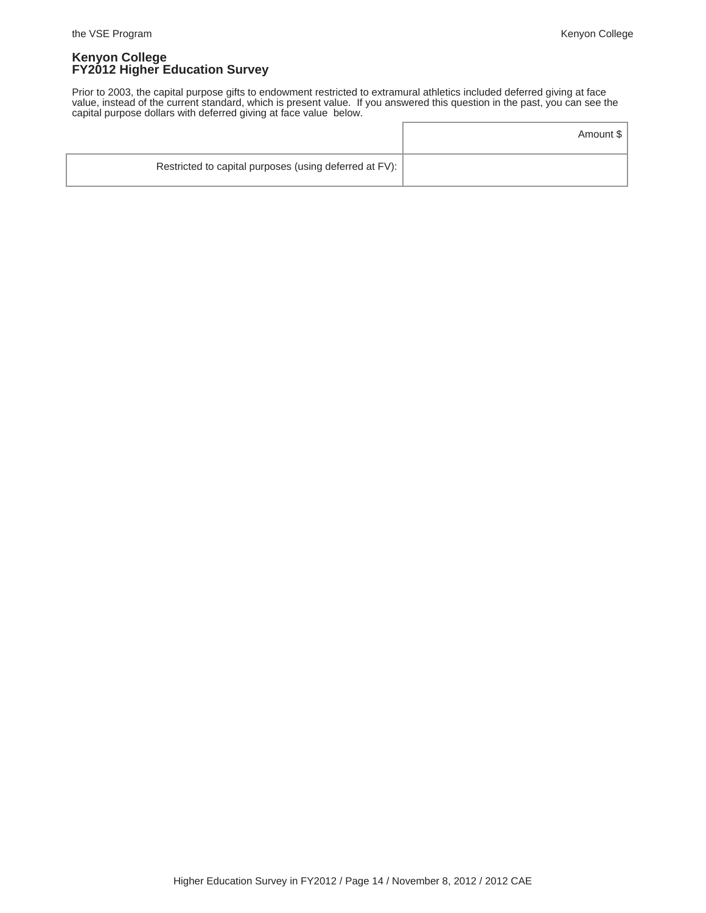**Kenyon College**
**FY2012 Higher Education Survey**

Prior to 2003, the capital purpose gifts to endowment restricted to extramural athletics included deferred giving at face value, instead of the current standard, which is present value. If you answered this question in the past, you can see the capital purpose dollars with deferred giving at face value below.

| | Amount $ |
|---|---|
| Restricted to capital purposes (using deferred at FV): | |